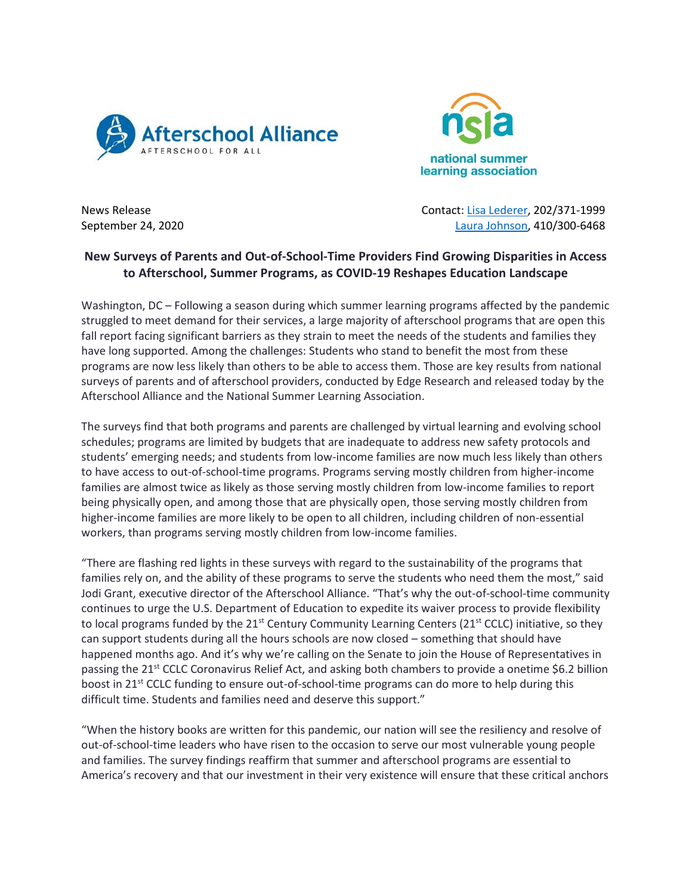Afterschool Alliance
AFTERSCHOOL FOR ALL

nsla
national summer learning association

News Release
September 24, 2020

Contact: [Lisa Lederer](), 202/371-1999
[Laura Johnson](), 410/300-6468

## New Surveys of Parents and Out-of-School-Time Providers Find Growing Disparities in Access to Afterschool, Summer Programs, as COVID-19 Reshapes Education Landscape

Washington, DC – Following a season during which summer learning programs affected by the pandemic struggled to meet demand for their services, a large majority of afterschool programs that are open this fall report facing significant barriers as they strain to meet the needs of the students and families they have long supported. Among the challenges: Students who stand to benefit the most from these programs are now less likely than others to be able to access them. Those are key results from national surveys of parents and of afterschool providers, conducted by Edge Research and released today by the Afterschool Alliance and the National Summer Learning Association.

The surveys find that both programs and parents are challenged by virtual learning and evolving school schedules; programs are limited by budgets that are inadequate to address new safety protocols and students' emerging needs; and students from low-income families are now much less likely than others to have access to out-of-school-time programs. Programs serving mostly children from higher-income families are almost twice as likely as those serving mostly children from low-income families to report being physically open, and among those that are physically open, those serving mostly children from higher-income families are more likely to be open to all children, including children of non-essential workers, than programs serving mostly children from low-income families.

"There are flashing red lights in these surveys with regard to the sustainability of the programs that families rely on, and the ability of these programs to serve the students who need them the most," said Jodi Grant, executive director of the Afterschool Alliance. "That's why the out-of-school-time community continues to urge the U.S. Department of Education to expedite its waiver process to provide flexibility to local programs funded by the 21st Century Community Learning Centers (21st CCLC) initiative, so they can support students during all the hours schools are now closed – something that should have happened months ago. And it's why we're calling on the Senate to join the House of Representatives in passing the 21st CCLC Coronavirus Relief Act, and asking both chambers to provide a onetime $6.2 billion boost in 21st CCLC funding to ensure out-of-school-time programs can do more to help during this difficult time. Students and families need and deserve this support."

"When the history books are written for this pandemic, our nation will see the resiliency and resolve of out-of-school-time leaders who have risen to the occasion to serve our most vulnerable young people and families. The survey findings reaffirm that summer and afterschool programs are essential to America's recovery and that our investment in their very existence will ensure that these critical anchors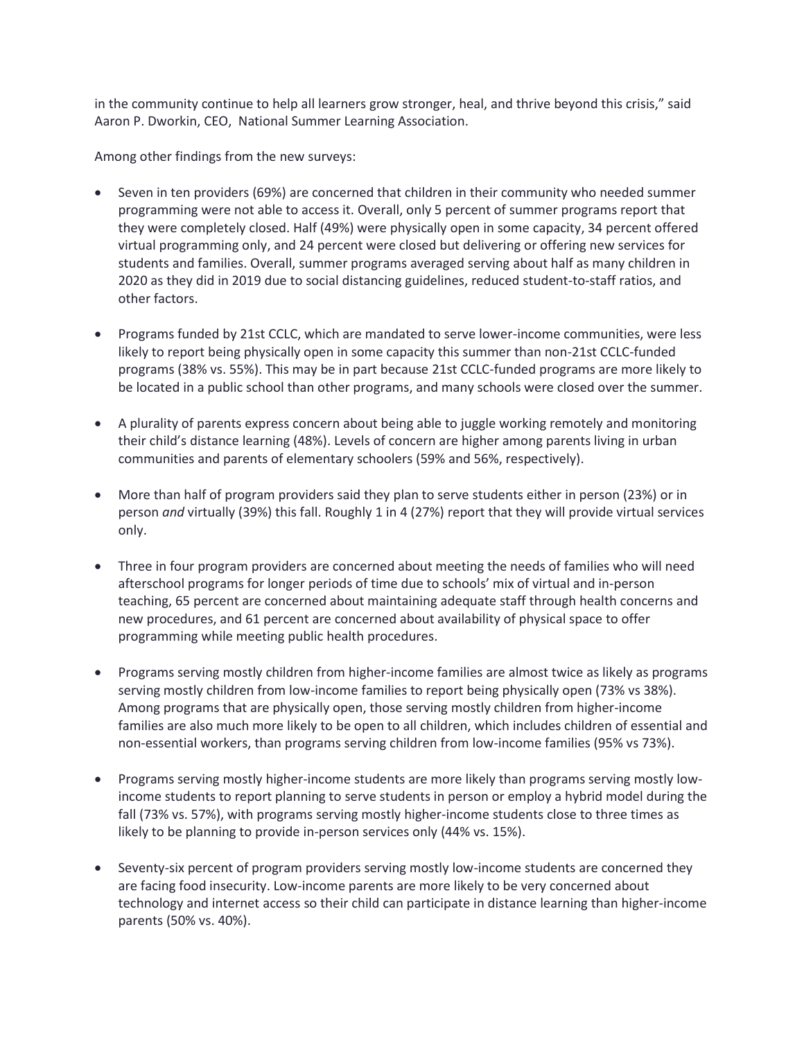in the community continue to help all learners grow stronger, heal, and thrive beyond this crisis," said Aaron P. Dworkin, CEO, National Summer Learning Association.

Among other findings from the new surveys:

- Seven in ten providers (69%) are concerned that children in their community who needed summer programming were not able to access it. Overall, only 5 percent of summer programs report that they were completely closed. Half (49%) were physically open in some capacity, 34 percent offered virtual programming only, and 24 percent were closed but delivering or offering new services for students and families. Overall, summer programs averaged serving about half as many children in 2020 as they did in 2019 due to social distancing guidelines, reduced student-to-staff ratios, and other factors.

- Programs funded by 21st CCLC, which are mandated to serve lower-income communities, were less likely to report being physically open in some capacity this summer than non-21st CCLC-funded programs (38% vs. 55%). This may be in part because 21st CCLC-funded programs are more likely to be located in a public school than other programs, and many schools were closed over the summer.

- A plurality of parents express concern about being able to juggle working remotely and monitoring their child's distance learning (48%). Levels of concern are higher among parents living in urban communities and parents of elementary schoolers (59% and 56%, respectively).

- More than half of program providers said they plan to serve students either in person (23%) or in person *and* virtually (39%) this fall. Roughly 1 in 4 (27%) report that they will provide virtual services only.

- Three in four program providers are concerned about meeting the needs of families who will need afterschool programs for longer periods of time due to schools' mix of virtual and in-person teaching, 65 percent are concerned about maintaining adequate staff through health concerns and new procedures, and 61 percent are concerned about availability of physical space to offer programming while meeting public health procedures.

- Programs serving mostly children from higher-income families are almost twice as likely as programs serving mostly children from low-income families to report being physically open (73% vs 38%). Among programs that are physically open, those serving mostly children from higher-income families are also much more likely to be open to all children, which includes children of essential and non-essential workers, than programs serving children from low-income families (95% vs 73%).

- Programs serving mostly higher-income students are more likely than programs serving mostly low-income students to report planning to serve students in person or employ a hybrid model during the fall (73% vs. 57%), with programs serving mostly higher-income students close to three times as likely to be planning to provide in-person services only (44% vs. 15%).

- Seventy-six percent of program providers serving mostly low-income students are concerned they are facing food insecurity. Low-income parents are more likely to be very concerned about technology and internet access so their child can participate in distance learning than higher-income parents (50% vs. 40%).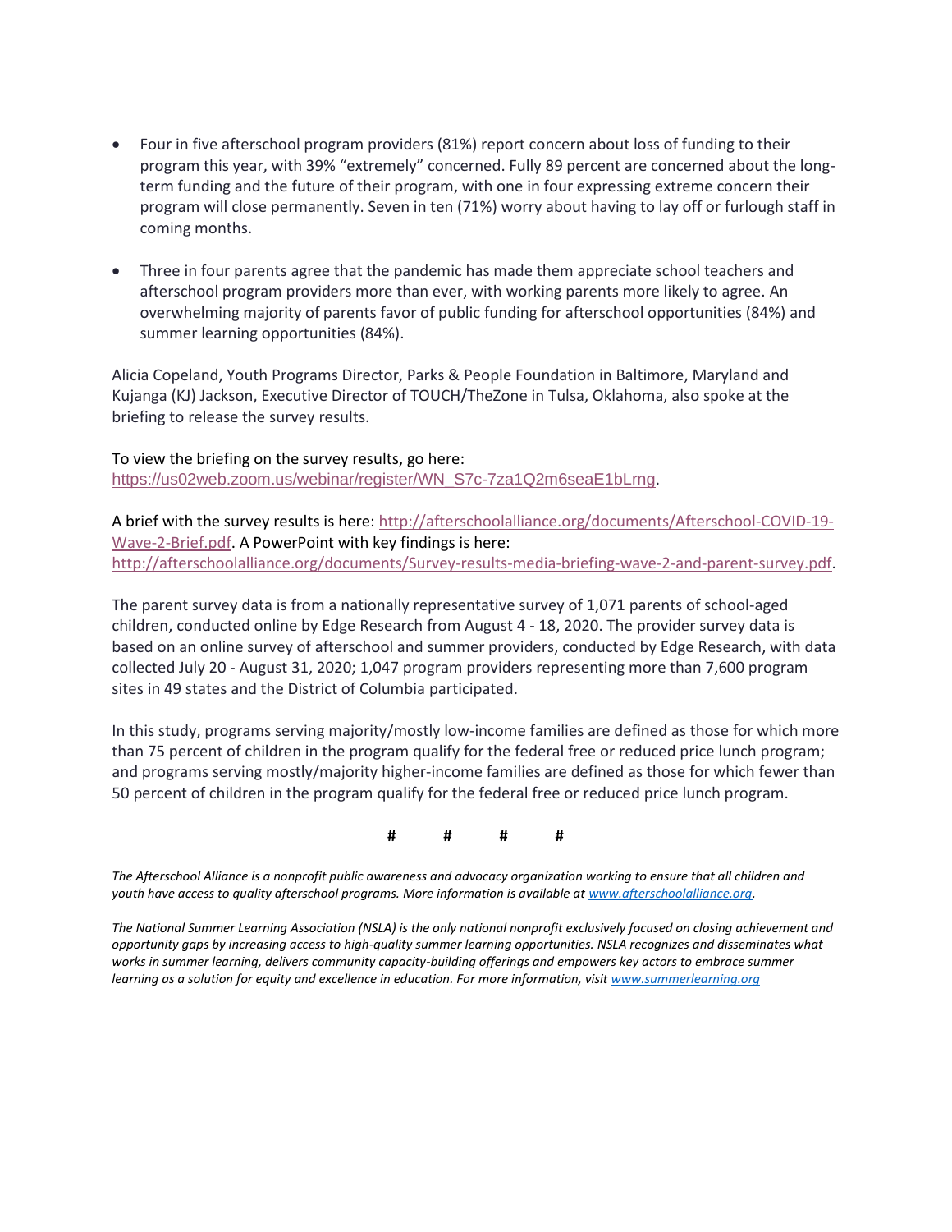- Four in five afterschool program providers (81%) report concern about loss of funding to their program this year, with 39% "extremely" concerned. Fully 89 percent are concerned about the long-term funding and the future of their program, with one in four expressing extreme concern their program will close permanently. Seven in ten (71%) worry about having to lay off or furlough staff in coming months.

- Three in four parents agree that the pandemic has made them appreciate school teachers and afterschool program providers more than ever, with working parents more likely to agree. An overwhelming majority of parents favor of public funding for afterschool opportunities (84%) and summer learning opportunities (84%).

Alicia Copeland, Youth Programs Director, Parks & People Foundation in Baltimore, Maryland and Kujanga (KJ) Jackson, Executive Director of TOUCH/TheZone in Tulsa, Oklahoma, also spoke at the briefing to release the survey results.

To view the briefing on the survey results, go here: https://us02web.zoom.us/webinar/register/WN_S7c-7za1Q2m6seaE1bLrng.

A brief with the survey results is here: http://afterschoolalliance.org/documents/Afterschool-COVID-19-Wave-2-Brief.pdf. A PowerPoint with key findings is here: http://afterschoolalliance.org/documents/Survey-results-media-briefing-wave-2-and-parent-survey.pdf.

The parent survey data is from a nationally representative survey of 1,071 parents of school-aged children, conducted online by Edge Research from August 4 - 18, 2020. The provider survey data is based on an online survey of afterschool and summer providers, conducted by Edge Research, with data collected July 20 - August 31, 2020; 1,047 program providers representing more than 7,600 program sites in 49 states and the District of Columbia participated.

In this study, programs serving majority/mostly low-income families are defined as those for which more than 75 percent of children in the program qualify for the federal free or reduced price lunch program; and programs serving mostly/majority higher-income families are defined as those for which fewer than 50 percent of children in the program qualify for the federal free or reduced price lunch program.

# # # #

*The Afterschool Alliance is a nonprofit public awareness and advocacy organization working to ensure that all children and youth have access to quality afterschool programs. More information is available at www.afterschoolalliance.org.*

*The National Summer Learning Association (NSLA) is the only national nonprofit exclusively focused on closing achievement and opportunity gaps by increasing access to high-quality summer learning opportunities. NSLA recognizes and disseminates what works in summer learning, delivers community capacity-building offerings and empowers key actors to embrace summer learning as a solution for equity and excellence in education. For more information, visit www.summerlearning.org*